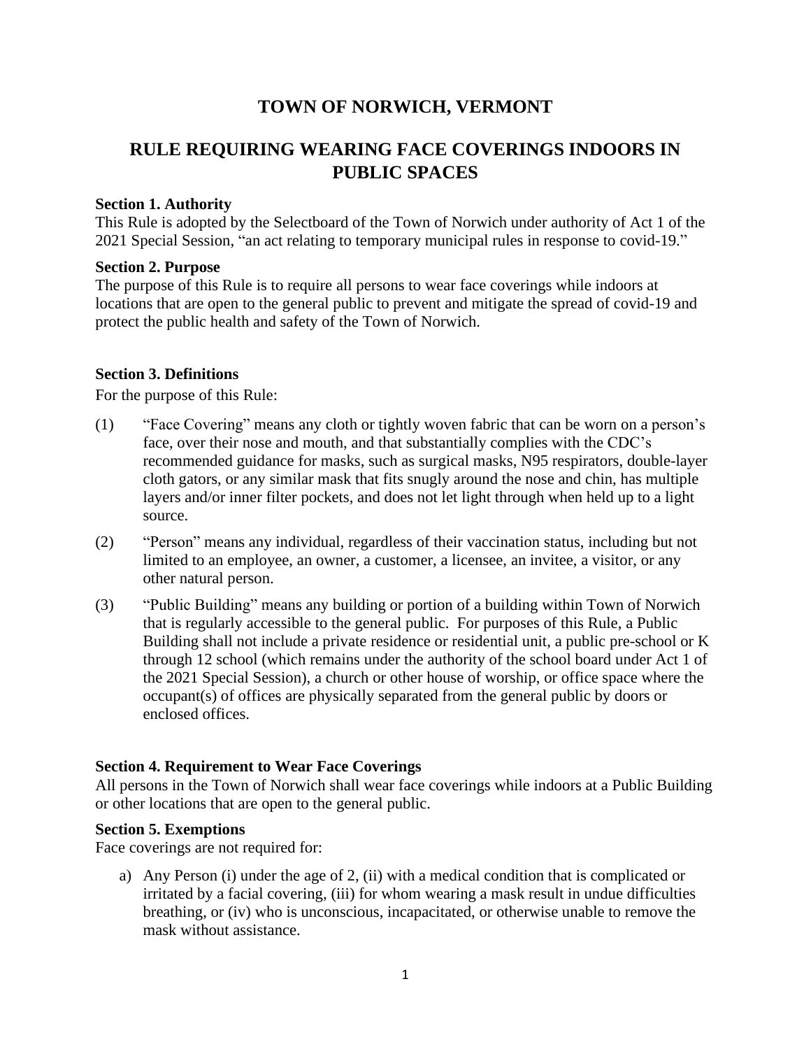# TOWN OF NORWICH, VERMONT

## RULE REQUIRING WEARING FACE COVERINGS INDOORS IN PUBLIC SPACES

**Section 1. Authority**

This Rule is adopted by the Selectboard of the Town of Norwich under authority of Act 1 of the 2021 Special Session, "an act relating to temporary municipal rules in response to covid-19."

**Section 2. Purpose**

The purpose of this Rule is to require all persons to wear face coverings while indoors at locations that are open to the general public to prevent and mitigate the spread of covid-19 and protect the public health and safety of the Town of Norwich.

**Section 3. Definitions**

For the purpose of this Rule:

(1) "Face Covering" means any cloth or tightly woven fabric that can be worn on a person's face, over their nose and mouth, and that substantially complies with the CDC's recommended guidance for masks, such as surgical masks, N95 respirators, double-layer cloth gators, or any similar mask that fits snugly around the nose and chin, has multiple layers and/or inner filter pockets, and does not let light through when held up to a light source.

(2) "Person" means any individual, regardless of their vaccination status, including but not limited to an employee, an owner, a customer, a licensee, an invitee, a visitor, or any other natural person.

(3) "Public Building" means any building or portion of a building within Town of Norwich that is regularly accessible to the general public. For purposes of this Rule, a Public Building shall not include a private residence or residential unit, a public pre-school or K through 12 school (which remains under the authority of the school board under Act 1 of the 2021 Special Session), a church or other house of worship, or office space where the occupant(s) of offices are physically separated from the general public by doors or enclosed offices.

**Section 4. Requirement to Wear Face Coverings**

All persons in the Town of Norwich shall wear face coverings while indoors at a Public Building or other locations that are open to the general public.

**Section 5. Exemptions**

Face coverings are not required for:

a) Any Person (i) under the age of 2, (ii) with a medical condition that is complicated or irritated by a facial covering, (iii) for whom wearing a mask result in undue difficulties breathing, or (iv) who is unconscious, incapacitated, or otherwise unable to remove the mask without assistance.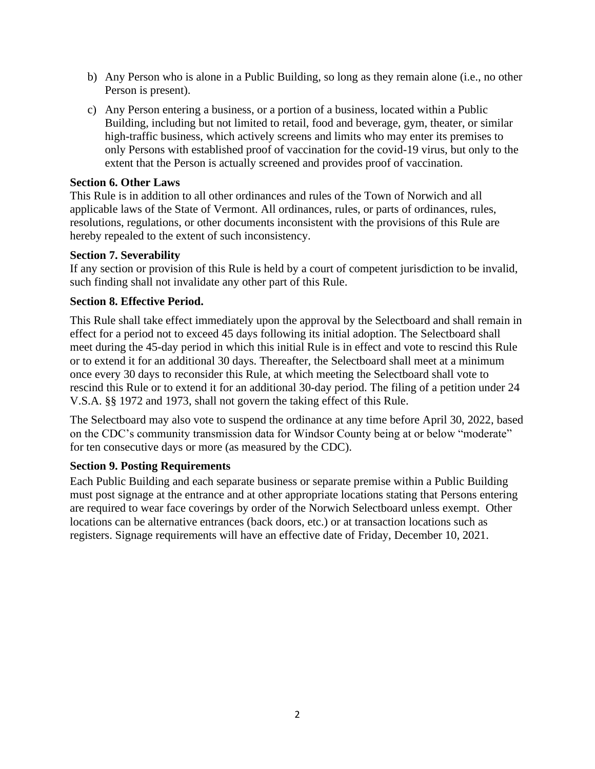b) Any Person who is alone in a Public Building, so long as they remain alone (i.e., no other Person is present).

c) Any Person entering a business, or a portion of a business, located within a Public Building, including but not limited to retail, food and beverage, gym, theater, or similar high-traffic business, which actively screens and limits who may enter its premises to only Persons with established proof of vaccination for the covid-19 virus, but only to the extent that the Person is actually screened and provides proof of vaccination.

**Section 6. Other Laws**

This Rule is in addition to all other ordinances and rules of the Town of Norwich and all applicable laws of the State of Vermont. All ordinances, rules, or parts of ordinances, rules, resolutions, regulations, or other documents inconsistent with the provisions of this Rule are hereby repealed to the extent of such inconsistency.

**Section 7. Severability**

If any section or provision of this Rule is held by a court of competent jurisdiction to be invalid, such finding shall not invalidate any other part of this Rule.

**Section 8. Effective Period.**

This Rule shall take effect immediately upon the approval by the Selectboard and shall remain in effect for a period not to exceed 45 days following its initial adoption. The Selectboard shall meet during the 45-day period in which this initial Rule is in effect and vote to rescind this Rule or to extend it for an additional 30 days. Thereafter, the Selectboard shall meet at a minimum once every 30 days to reconsider this Rule, at which meeting the Selectboard shall vote to rescind this Rule or to extend it for an additional 30-day period. The filing of a petition under 24 V.S.A. §§ 1972 and 1973, shall not govern the taking effect of this Rule.

The Selectboard may also vote to suspend the ordinance at any time before April 30, 2022, based on the CDC's community transmission data for Windsor County being at or below "moderate" for ten consecutive days or more (as measured by the CDC).

**Section 9. Posting Requirements**

Each Public Building and each separate business or separate premise within a Public Building must post signage at the entrance and at other appropriate locations stating that Persons entering are required to wear face coverings by order of the Norwich Selectboard unless exempt. Other locations can be alternative entrances (back doors, etc.) or at transaction locations such as registers. Signage requirements will have an effective date of Friday, December 10, 2021.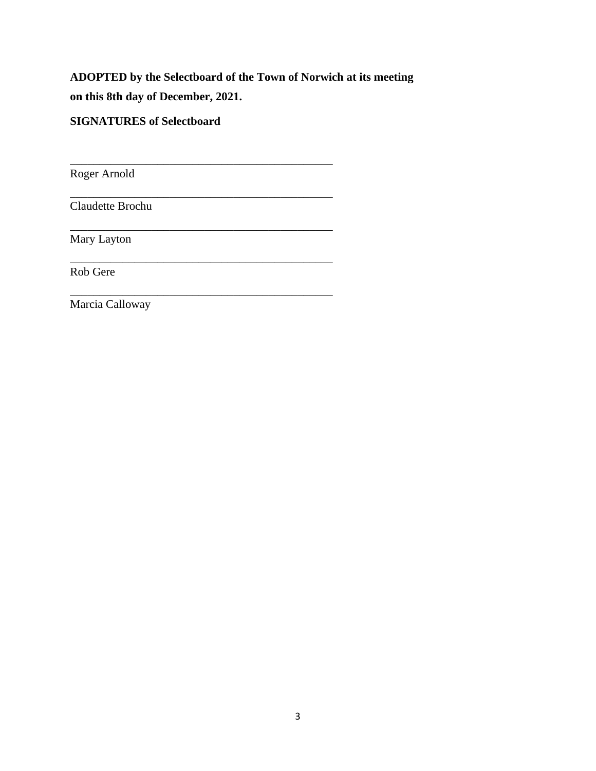**ADOPTED by the Selectboard of the Town of Norwich at its meeting on this 8th day of December, 2021.**

**SIGNATURES of Selectboard**

_______________________________________________
Roger Arnold

_______________________________________________
Claudette Brochu

_______________________________________________
Mary Layton

_______________________________________________
Rob Gere

_______________________________________________
Marcia Calloway